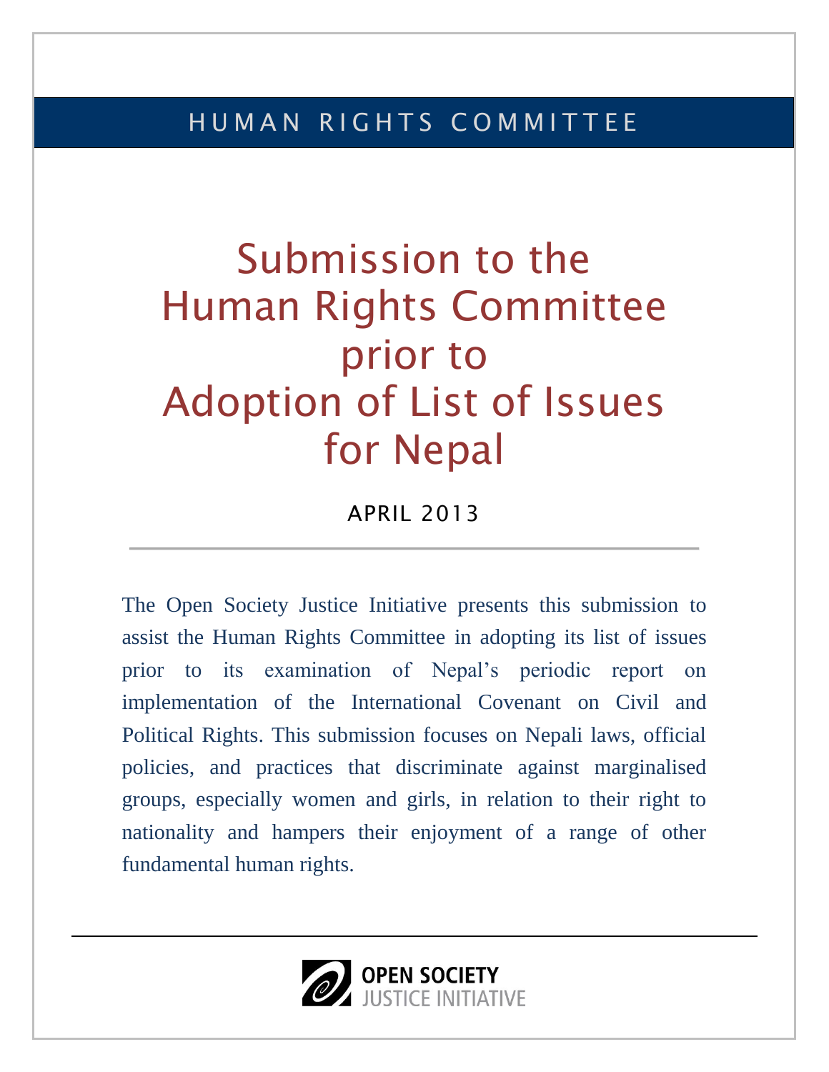HUMAN RIGHTS COMMITTEE

# Submission to the Human Rights Committee prior to Adoption of List of Issues for Nepal

APRIL 2013

---

The Open Society Justice Initiative presents this submission to assist the Human Rights Committee in adopting its list of issues prior to its examination of Nepal's periodic report on implementation of the International Covenant on Civil and Political Rights. This submission focuses on Nepali laws, official policies, and practices that discriminate against marginalised groups, especially women and girls, in relation to their right to nationality and hampers their enjoyment of a range of other fundamental human rights.

---

OPEN SOCIETY
JUSTICE INITIATIVE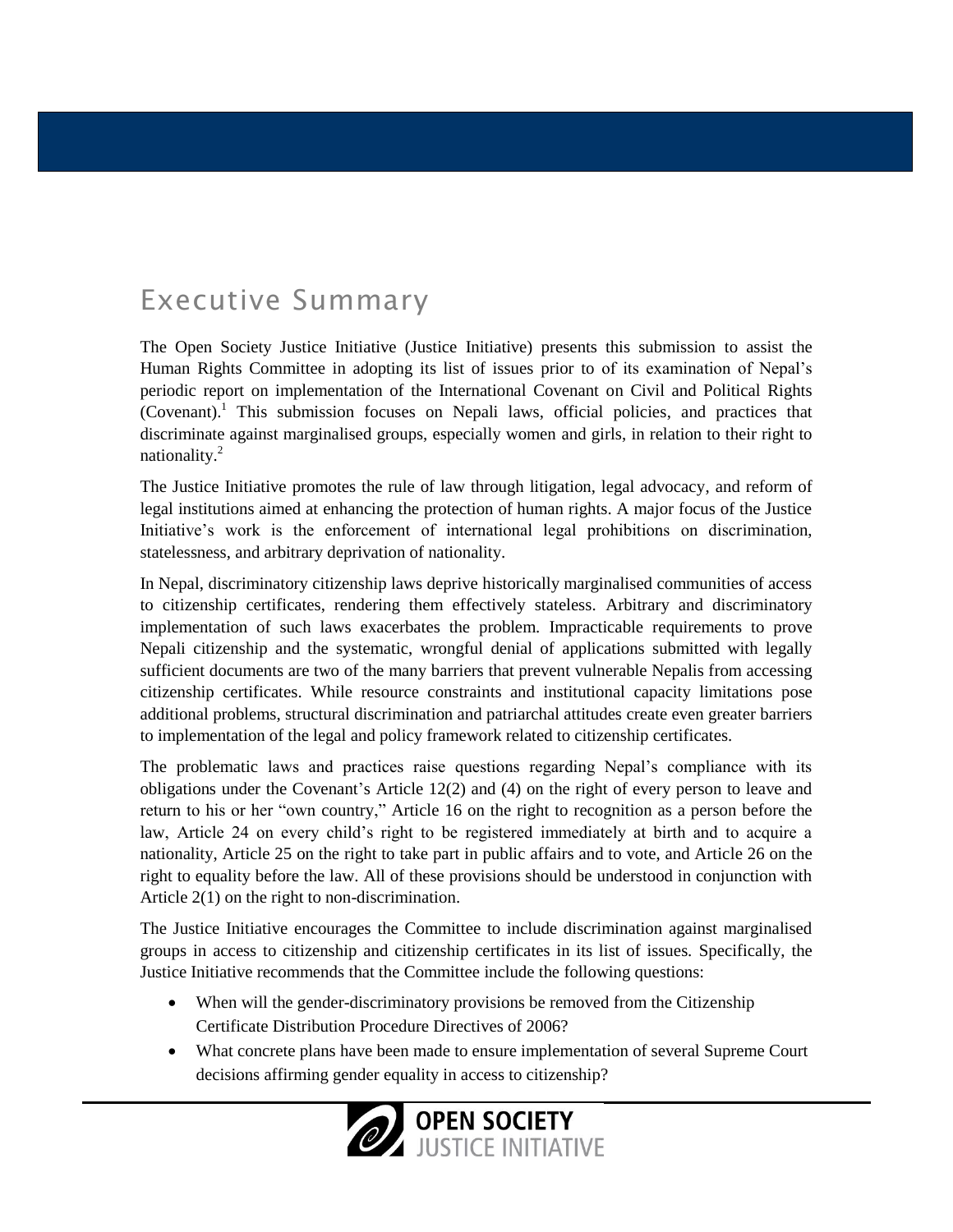# Executive Summary

The Open Society Justice Initiative (Justice Initiative) presents this submission to assist the Human Rights Committee in adopting its list of issues prior to of its examination of Nepal's periodic report on implementation of the International Covenant on Civil and Political Rights (Covenant).[1] This submission focuses on Nepali laws, official policies, and practices that discriminate against marginalised groups, especially women and girls, in relation to their right to nationality.[2]

The Justice Initiative promotes the rule of law through litigation, legal advocacy, and reform of legal institutions aimed at enhancing the protection of human rights. A major focus of the Justice Initiative's work is the enforcement of international legal prohibitions on discrimination, statelessness, and arbitrary deprivation of nationality.

In Nepal, discriminatory citizenship laws deprive historically marginalised communities of access to citizenship certificates, rendering them effectively stateless. Arbitrary and discriminatory implementation of such laws exacerbates the problem. Impracticable requirements to prove Nepali citizenship and the systematic, wrongful denial of applications submitted with legally sufficient documents are two of the many barriers that prevent vulnerable Nepalis from accessing citizenship certificates. While resource constraints and institutional capacity limitations pose additional problems, structural discrimination and patriarchal attitudes create even greater barriers to implementation of the legal and policy framework related to citizenship certificates.

The problematic laws and practices raise questions regarding Nepal's compliance with its obligations under the Covenant's Article 12(2) and (4) on the right of every person to leave and return to his or her "own country," Article 16 on the right to recognition as a person before the law, Article 24 on every child's right to be registered immediately at birth and to acquire a nationality, Article 25 on the right to take part in public affairs and to vote, and Article 26 on the right to equality before the law. All of these provisions should be understood in conjunction with Article 2(1) on the right to non-discrimination.

The Justice Initiative encourages the Committee to include discrimination against marginalised groups in access to citizenship and citizenship certificates in its list of issues. Specifically, the Justice Initiative recommends that the Committee include the following questions:

- When will the gender-discriminatory provisions be removed from the Citizenship Certificate Distribution Procedure Directives of 2006?
- What concrete plans have been made to ensure implementation of several Supreme Court decisions affirming gender equality in access to citizenship?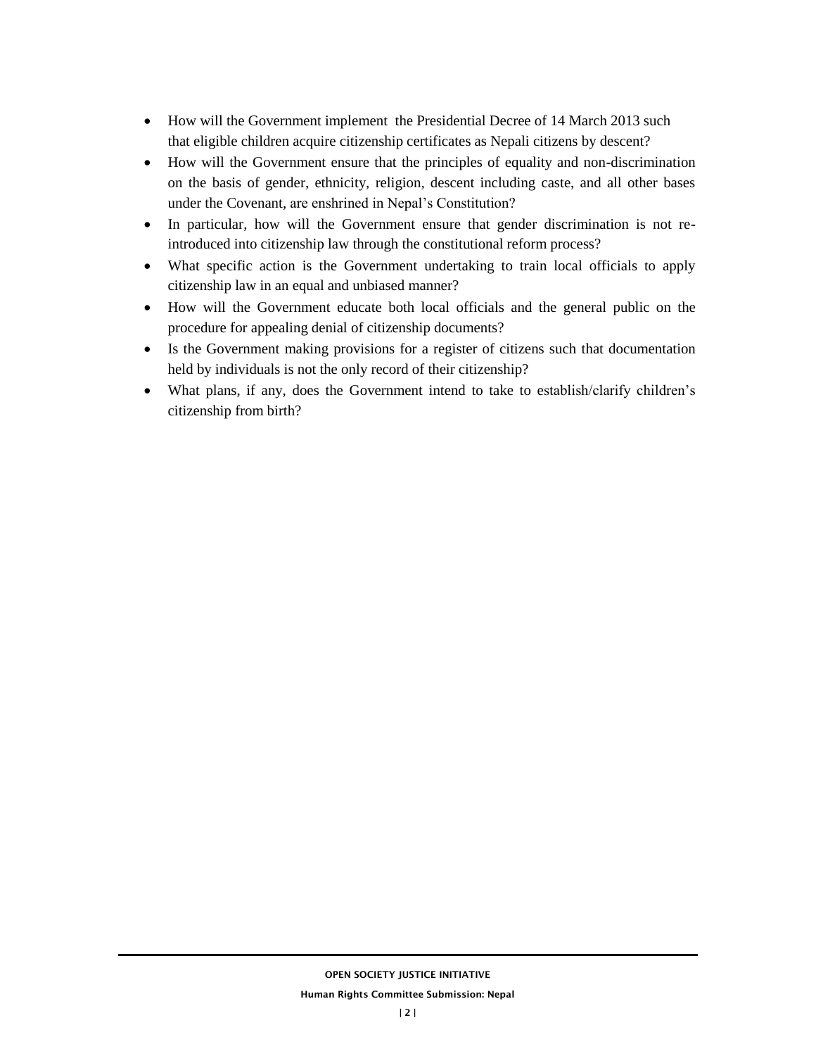- How will the Government implement the Presidential Decree of 14 March 2013 such that eligible children acquire citizenship certificates as Nepali citizens by descent?
- How will the Government ensure that the principles of equality and non-discrimination on the basis of gender, ethnicity, religion, descent including caste, and all other bases under the Covenant, are enshrined in Nepal's Constitution?
- In particular, how will the Government ensure that gender discrimination is not re-introduced into citizenship law through the constitutional reform process?
- What specific action is the Government undertaking to train local officials to apply citizenship law in an equal and unbiased manner?
- How will the Government educate both local officials and the general public on the procedure for appealing denial of citizenship documents?
- Is the Government making provisions for a register of citizens such that documentation held by individuals is not the only record of their citizenship?
- What plans, if any, does the Government intend to take to establish/clarify children's citizenship from birth?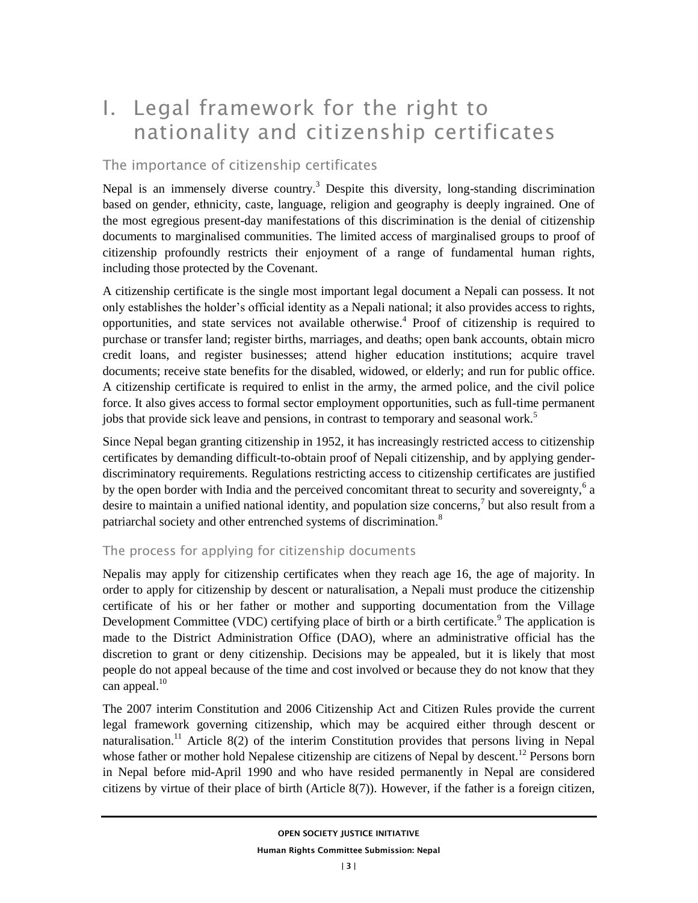# I. Legal framework for the right to nationality and citizenship certificates

## The importance of citizenship certificates

Nepal is an immensely diverse country.[3] Despite this diversity, long-standing discrimination based on gender, ethnicity, caste, language, religion and geography is deeply ingrained. One of the most egregious present-day manifestations of this discrimination is the denial of citizenship documents to marginalised communities. The limited access of marginalised groups to proof of citizenship profoundly restricts their enjoyment of a range of fundamental human rights, including those protected by the Covenant.

A citizenship certificate is the single most important legal document a Nepali can possess. It not only establishes the holder's official identity as a Nepali national; it also provides access to rights, opportunities, and state services not available otherwise.[4] Proof of citizenship is required to purchase or transfer land; register births, marriages, and deaths; open bank accounts, obtain micro credit loans, and register businesses; attend higher education institutions; acquire travel documents; receive state benefits for the disabled, widowed, or elderly; and run for public office. A citizenship certificate is required to enlist in the army, the armed police, and the civil police force. It also gives access to formal sector employment opportunities, such as full-time permanent jobs that provide sick leave and pensions, in contrast to temporary and seasonal work.[5]

Since Nepal began granting citizenship in 1952, it has increasingly restricted access to citizenship certificates by demanding difficult-to-obtain proof of Nepali citizenship, and by applying gender-discriminatory requirements. Regulations restricting access to citizenship certificates are justified by the open border with India and the perceived concomitant threat to security and sovereignty,[6] a desire to maintain a unified national identity, and population size concerns,[7] but also result from a patriarchal society and other entrenched systems of discrimination.[8]

## The process for applying for citizenship documents

Nepalis may apply for citizenship certificates when they reach age 16, the age of majority. In order to apply for citizenship by descent or naturalisation, a Nepali must produce the citizenship certificate of his or her father or mother and supporting documentation from the Village Development Committee (VDC) certifying place of birth or a birth certificate.[9] The application is made to the District Administration Office (DAO), where an administrative official has the discretion to grant or deny citizenship. Decisions may be appealed, but it is likely that most people do not appeal because of the time and cost involved or because they do not know that they can appeal.[10]

The 2007 interim Constitution and 2006 Citizenship Act and Citizen Rules provide the current legal framework governing citizenship, which may be acquired either through descent or naturalisation.[11] Article 8(2) of the interim Constitution provides that persons living in Nepal whose father or mother hold Nepalese citizenship are citizens of Nepal by descent.[12] Persons born in Nepal before mid-April 1990 and who have resided permanently in Nepal are considered citizens by virtue of their place of birth (Article 8(7)). However, if the father is a foreign citizen,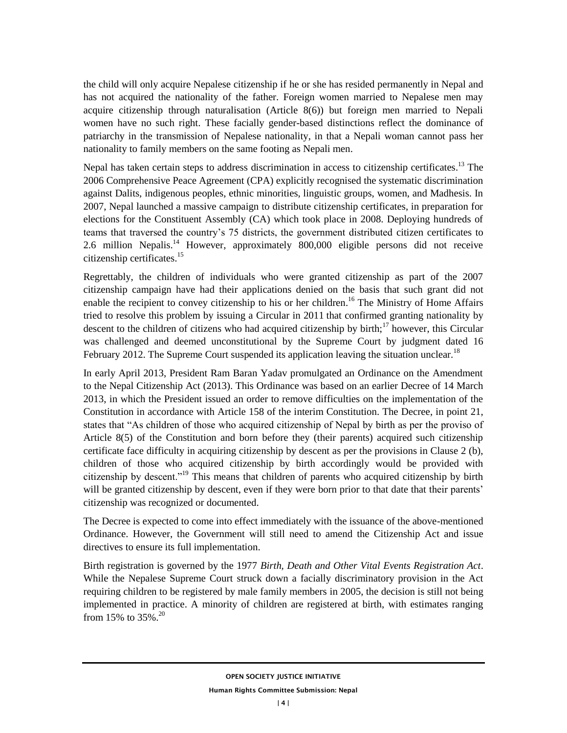the child will only acquire Nepalese citizenship if he or she has resided permanently in Nepal and has not acquired the nationality of the father. Foreign women married to Nepalese men may acquire citizenship through naturalisation (Article 8(6)) but foreign men married to Nepali women have no such right. These facially gender-based distinctions reflect the dominance of patriarchy in the transmission of Nepalese nationality, in that a Nepali woman cannot pass her nationality to family members on the same footing as Nepali men.

Nepal has taken certain steps to address discrimination in access to citizenship certificates.[13] The 2006 Comprehensive Peace Agreement (CPA) explicitly recognised the systematic discrimination against Dalits, indigenous peoples, ethnic minorities, linguistic groups, women, and Madhesis. In 2007, Nepal launched a massive campaign to distribute citizenship certificates, in preparation for elections for the Constituent Assembly (CA) which took place in 2008. Deploying hundreds of teams that traversed the country's 75 districts, the government distributed citizen certificates to 2.6 million Nepalis.[14] However, approximately 800,000 eligible persons did not receive citizenship certificates.[15]

Regrettably, the children of individuals who were granted citizenship as part of the 2007 citizenship campaign have had their applications denied on the basis that such grant did not enable the recipient to convey citizenship to his or her children.[16] The Ministry of Home Affairs tried to resolve this problem by issuing a Circular in 2011 that confirmed granting nationality by descent to the children of citizens who had acquired citizenship by birth;[17] however, this Circular was challenged and deemed unconstitutional by the Supreme Court by judgment dated 16 February 2012. The Supreme Court suspended its application leaving the situation unclear.[18]

In early April 2013, President Ram Baran Yadav promulgated an Ordinance on the Amendment to the Nepal Citizenship Act (2013). This Ordinance was based on an earlier Decree of 14 March 2013, in which the President issued an order to remove difficulties on the implementation of the Constitution in accordance with Article 158 of the interim Constitution. The Decree, in point 21, states that "As children of those who acquired citizenship of Nepal by birth as per the proviso of Article 8(5) of the Constitution and born before they (their parents) acquired such citizenship certificate face difficulty in acquiring citizenship by descent as per the provisions in Clause 2 (b), children of those who acquired citizenship by birth accordingly would be provided with citizenship by descent."[19] This means that children of parents who acquired citizenship by birth will be granted citizenship by descent, even if they were born prior to that date that their parents' citizenship was recognized or documented.

The Decree is expected to come into effect immediately with the issuance of the above-mentioned Ordinance. However, the Government will still need to amend the Citizenship Act and issue directives to ensure its full implementation.

Birth registration is governed by the 1977 *Birth, Death and Other Vital Events Registration Act*. While the Nepalese Supreme Court struck down a facially discriminatory provision in the Act requiring children to be registered by male family members in 2005, the decision is still not being implemented in practice. A minority of children are registered at birth, with estimates ranging from 15% to 35%.[20]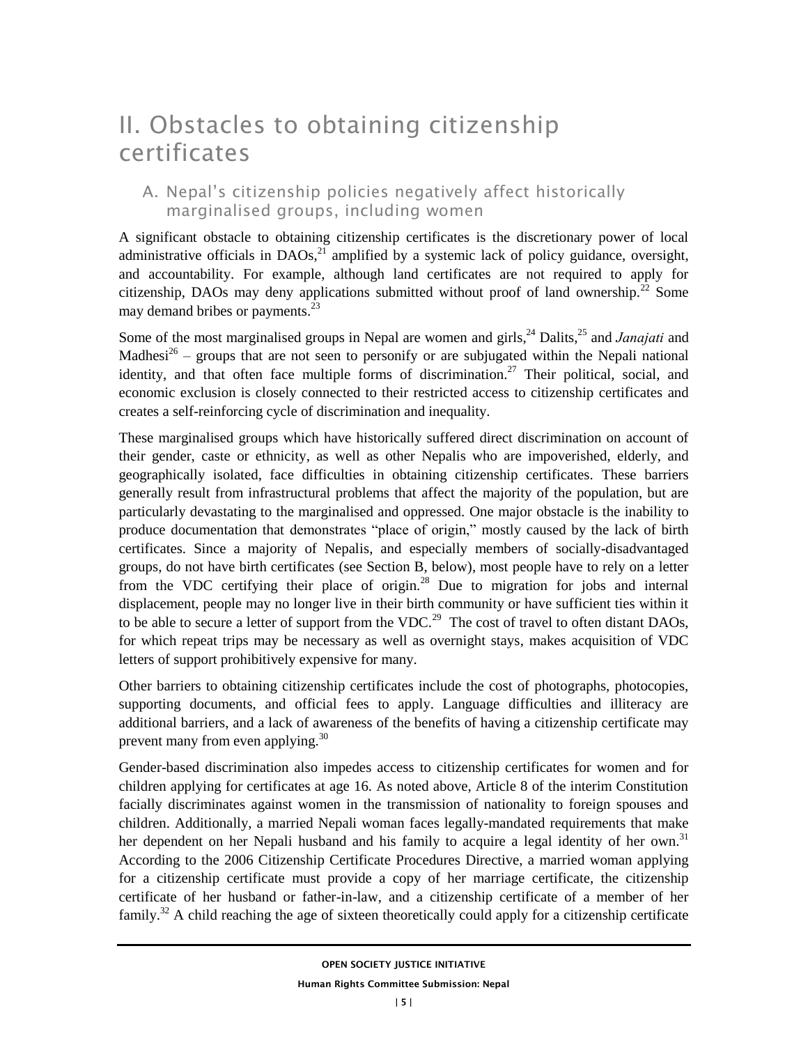# II. Obstacles to obtaining citizenship certificates

## A. Nepal's citizenship policies negatively affect historically marginalised groups, including women

A significant obstacle to obtaining citizenship certificates is the discretionary power of local administrative officials in DAOs,[21] amplified by a systemic lack of policy guidance, oversight, and accountability. For example, although land certificates are not required to apply for citizenship, DAOs may deny applications submitted without proof of land ownership.[22] Some may demand bribes or payments.[23]

Some of the most marginalised groups in Nepal are women and girls,[24] Dalits,[25] and *Janajati* and Madhesi[26] – groups that are not seen to personify or are subjugated within the Nepali national identity, and that often face multiple forms of discrimination.[27] Their political, social, and economic exclusion is closely connected to their restricted access to citizenship certificates and creates a self-reinforcing cycle of discrimination and inequality.

These marginalised groups which have historically suffered direct discrimination on account of their gender, caste or ethnicity, as well as other Nepalis who are impoverished, elderly, and geographically isolated, face difficulties in obtaining citizenship certificates. These barriers generally result from infrastructural problems that affect the majority of the population, but are particularly devastating to the marginalised and oppressed. One major obstacle is the inability to produce documentation that demonstrates "place of origin," mostly caused by the lack of birth certificates. Since a majority of Nepalis, and especially members of socially-disadvantaged groups, do not have birth certificates (see Section B, below), most people have to rely on a letter from the VDC certifying their place of origin.[28] Due to migration for jobs and internal displacement, people may no longer live in their birth community or have sufficient ties within it to be able to secure a letter of support from the VDC.[29] The cost of travel to often distant DAOs, for which repeat trips may be necessary as well as overnight stays, makes acquisition of VDC letters of support prohibitively expensive for many.

Other barriers to obtaining citizenship certificates include the cost of photographs, photocopies, supporting documents, and official fees to apply. Language difficulties and illiteracy are additional barriers, and a lack of awareness of the benefits of having a citizenship certificate may prevent many from even applying.[30]

Gender-based discrimination also impedes access to citizenship certificates for women and for children applying for certificates at age 16. As noted above, Article 8 of the interim Constitution facially discriminates against women in the transmission of nationality to foreign spouses and children. Additionally, a married Nepali woman faces legally-mandated requirements that make her dependent on her Nepali husband and his family to acquire a legal identity of her own.[31] According to the 2006 Citizenship Certificate Procedures Directive, a married woman applying for a citizenship certificate must provide a copy of her marriage certificate, the citizenship certificate of her husband or father-in-law, and a citizenship certificate of a member of her family.[32] A child reaching the age of sixteen theoretically could apply for a citizenship certificate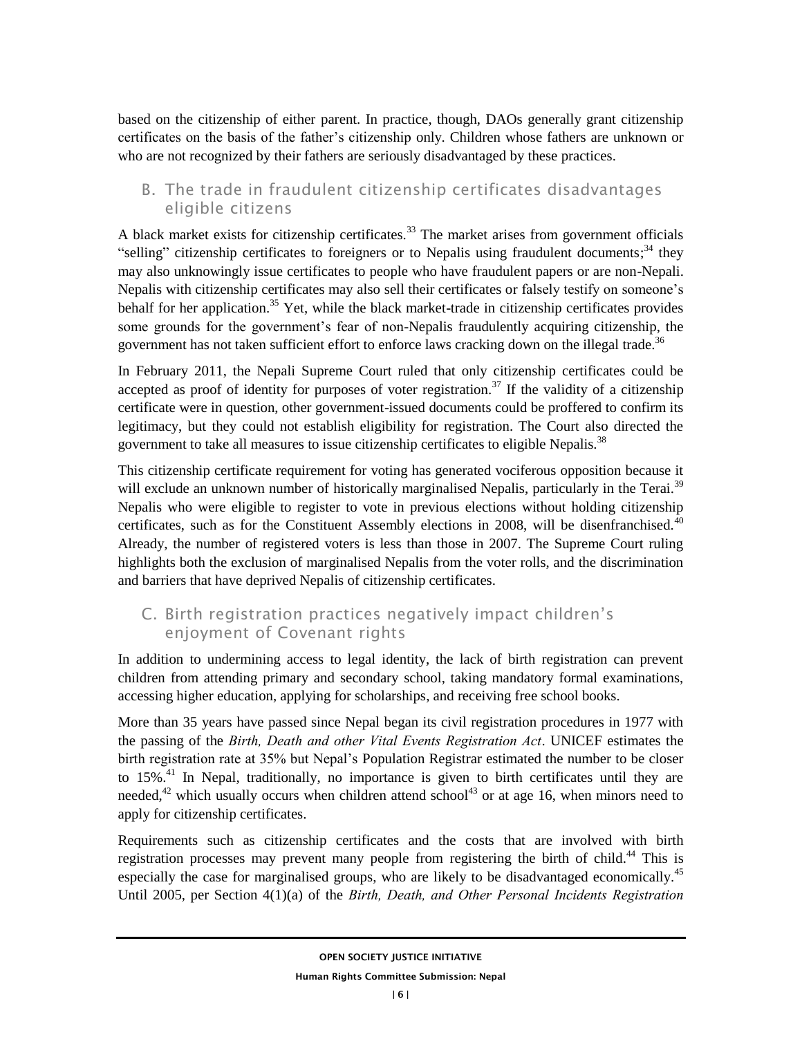based on the citizenship of either parent. In practice, though, DAOs generally grant citizenship certificates on the basis of the father's citizenship only. Children whose fathers are unknown or who are not recognized by their fathers are seriously disadvantaged by these practices.

## B. The trade in fraudulent citizenship certificates disadvantages eligible citizens

A black market exists for citizenship certificates.[33] The market arises from government officials "selling" citizenship certificates to foreigners or to Nepalis using fraudulent documents;[34] they may also unknowingly issue certificates to people who have fraudulent papers or are non-Nepali. Nepalis with citizenship certificates may also sell their certificates or falsely testify on someone's behalf for her application.[35] Yet, while the black market-trade in citizenship certificates provides some grounds for the government's fear of non-Nepalis fraudulently acquiring citizenship, the government has not taken sufficient effort to enforce laws cracking down on the illegal trade.[36]

In February 2011, the Nepali Supreme Court ruled that only citizenship certificates could be accepted as proof of identity for purposes of voter registration.[37] If the validity of a citizenship certificate were in question, other government-issued documents could be proffered to confirm its legitimacy, but they could not establish eligibility for registration. The Court also directed the government to take all measures to issue citizenship certificates to eligible Nepalis.[38]

This citizenship certificate requirement for voting has generated vociferous opposition because it will exclude an unknown number of historically marginalised Nepalis, particularly in the Terai.[39] Nepalis who were eligible to register to vote in previous elections without holding citizenship certificates, such as for the Constituent Assembly elections in 2008, will be disenfranchised.[40] Already, the number of registered voters is less than those in 2007. The Supreme Court ruling highlights both the exclusion of marginalised Nepalis from the voter rolls, and the discrimination and barriers that have deprived Nepalis of citizenship certificates.

## C. Birth registration practices negatively impact children's enjoyment of Covenant rights

In addition to undermining access to legal identity, the lack of birth registration can prevent children from attending primary and secondary school, taking mandatory formal examinations, accessing higher education, applying for scholarships, and receiving free school books.

More than 35 years have passed since Nepal began its civil registration procedures in 1977 with the passing of the *Birth, Death and other Vital Events Registration Act*. UNICEF estimates the birth registration rate at 35% but Nepal's Population Registrar estimated the number to be closer to 15%.[41] In Nepal, traditionally, no importance is given to birth certificates until they are needed,[42] which usually occurs when children attend school[43] or at age 16, when minors need to apply for citizenship certificates.

Requirements such as citizenship certificates and the costs that are involved with birth registration processes may prevent many people from registering the birth of child.[44] This is especially the case for marginalised groups, who are likely to be disadvantaged economically.[45] Until 2005, per Section 4(1)(a) of the *Birth, Death, and Other Personal Incidents Registration*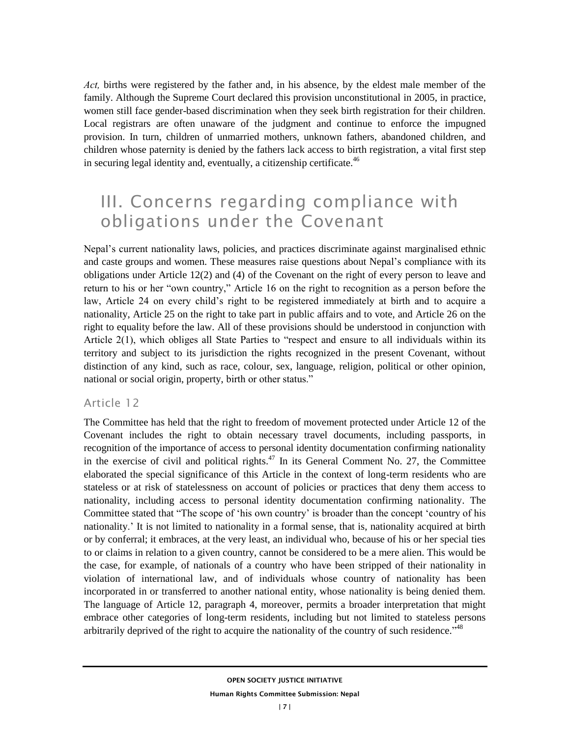*Act,* births were registered by the father and, in his absence, by the eldest male member of the family. Although the Supreme Court declared this provision unconstitutional in 2005, in practice, women still face gender-based discrimination when they seek birth registration for their children. Local registrars are often unaware of the judgment and continue to enforce the impugned provision. In turn, children of unmarried mothers, unknown fathers, abandoned children, and children whose paternity is denied by the fathers lack access to birth registration, a vital first step in securing legal identity and, eventually, a citizenship certificate.[46]

# III. Concerns regarding compliance with obligations under the Covenant

Nepal's current nationality laws, policies, and practices discriminate against marginalised ethnic and caste groups and women. These measures raise questions about Nepal's compliance with its obligations under Article 12(2) and (4) of the Covenant on the right of every person to leave and return to his or her "own country," Article 16 on the right to recognition as a person before the law, Article 24 on every child's right to be registered immediately at birth and to acquire a nationality, Article 25 on the right to take part in public affairs and to vote, and Article 26 on the right to equality before the law. All of these provisions should be understood in conjunction with Article 2(1), which obliges all State Parties to "respect and ensure to all individuals within its territory and subject to its jurisdiction the rights recognized in the present Covenant, without distinction of any kind, such as race, colour, sex, language, religion, political or other opinion, national or social origin, property, birth or other status."

## Article 12

The Committee has held that the right to freedom of movement protected under Article 12 of the Covenant includes the right to obtain necessary travel documents, including passports, in recognition of the importance of access to personal identity documentation confirming nationality in the exercise of civil and political rights.[47] In its General Comment No. 27, the Committee elaborated the special significance of this Article in the context of long-term residents who are stateless or at risk of statelessness on account of policies or practices that deny them access to nationality, including access to personal identity documentation confirming nationality. The Committee stated that "The scope of 'his own country' is broader than the concept 'country of his nationality.' It is not limited to nationality in a formal sense, that is, nationality acquired at birth or by conferral; it embraces, at the very least, an individual who, because of his or her special ties to or claims in relation to a given country, cannot be considered to be a mere alien. This would be the case, for example, of nationals of a country who have been stripped of their nationality in violation of international law, and of individuals whose country of nationality has been incorporated in or transferred to another national entity, whose nationality is being denied them. The language of Article 12, paragraph 4, moreover, permits a broader interpretation that might embrace other categories of long-term residents, including but not limited to stateless persons arbitrarily deprived of the right to acquire the nationality of the country of such residence."[48]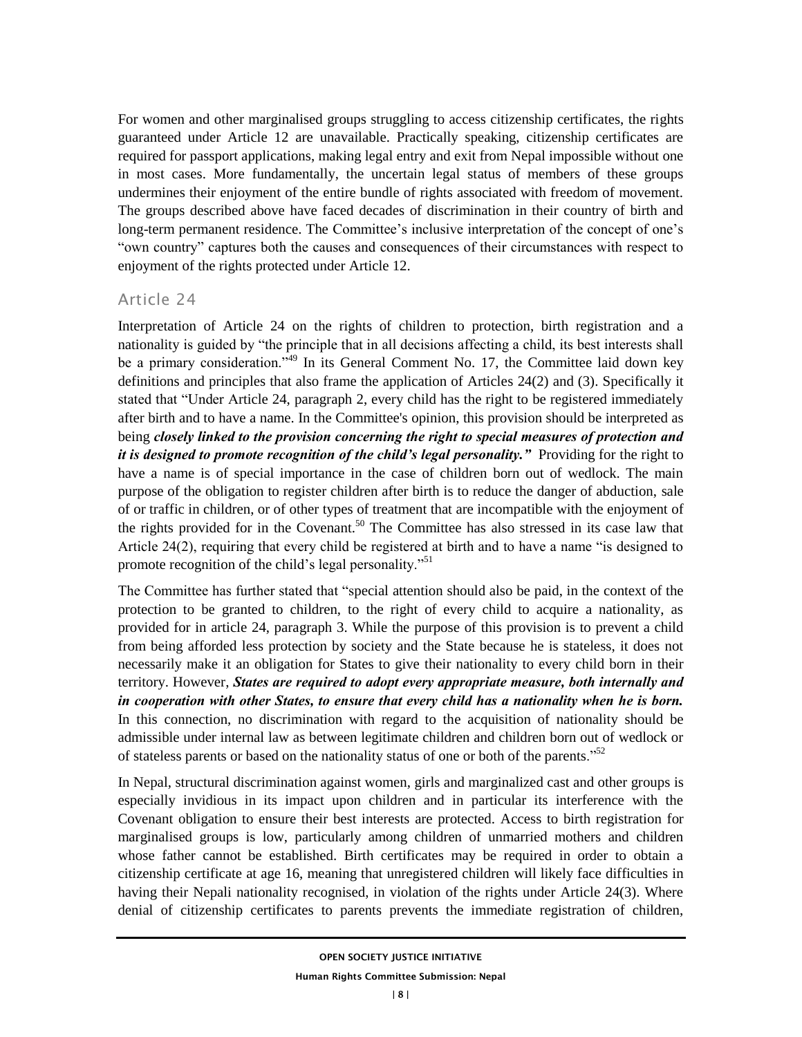For women and other marginalised groups struggling to access citizenship certificates, the rights guaranteed under Article 12 are unavailable. Practically speaking, citizenship certificates are required for passport applications, making legal entry and exit from Nepal impossible without one in most cases. More fundamentally, the uncertain legal status of members of these groups undermines their enjoyment of the entire bundle of rights associated with freedom of movement. The groups described above have faced decades of discrimination in their country of birth and long-term permanent residence. The Committee's inclusive interpretation of the concept of one's "own country" captures both the causes and consequences of their circumstances with respect to enjoyment of the rights protected under Article 12.

## Article 24

Interpretation of Article 24 on the rights of children to protection, birth registration and a nationality is guided by "the principle that in all decisions affecting a child, its best interests shall be a primary consideration."[49] In its General Comment No. 17, the Committee laid down key definitions and principles that also frame the application of Articles 24(2) and (3). Specifically it stated that "Under Article 24, paragraph 2, every child has the right to be registered immediately after birth and to have a name. In the Committee's opinion, this provision should be interpreted as being ***closely linked to the provision concerning the right to special measures of protection and it is designed to promote recognition of the child's legal personality."*** Providing for the right to have a name is of special importance in the case of children born out of wedlock. The main purpose of the obligation to register children after birth is to reduce the danger of abduction, sale of or traffic in children, or of other types of treatment that are incompatible with the enjoyment of the rights provided for in the Covenant.[50] The Committee has also stressed in its case law that Article 24(2), requiring that every child be registered at birth and to have a name "is designed to promote recognition of the child's legal personality."[51]

The Committee has further stated that "special attention should also be paid, in the context of the protection to be granted to children, to the right of every child to acquire a nationality, as provided for in article 24, paragraph 3. While the purpose of this provision is to prevent a child from being afforded less protection by society and the State because he is stateless, it does not necessarily make it an obligation for States to give their nationality to every child born in their territory. However, ***States are required to adopt every appropriate measure, both internally and in cooperation with other States, to ensure that every child has a nationality when he is born.*** In this connection, no discrimination with regard to the acquisition of nationality should be admissible under internal law as between legitimate children and children born out of wedlock or of stateless parents or based on the nationality status of one or both of the parents."[52]

In Nepal, structural discrimination against women, girls and marginalized cast and other groups is especially invidious in its impact upon children and in particular its interference with the Covenant obligation to ensure their best interests are protected. Access to birth registration for marginalised groups is low, particularly among children of unmarried mothers and children whose father cannot be established. Birth certificates may be required in order to obtain a citizenship certificate at age 16, meaning that unregistered children will likely face difficulties in having their Nepali nationality recognised, in violation of the rights under Article 24(3). Where denial of citizenship certificates to parents prevents the immediate registration of children,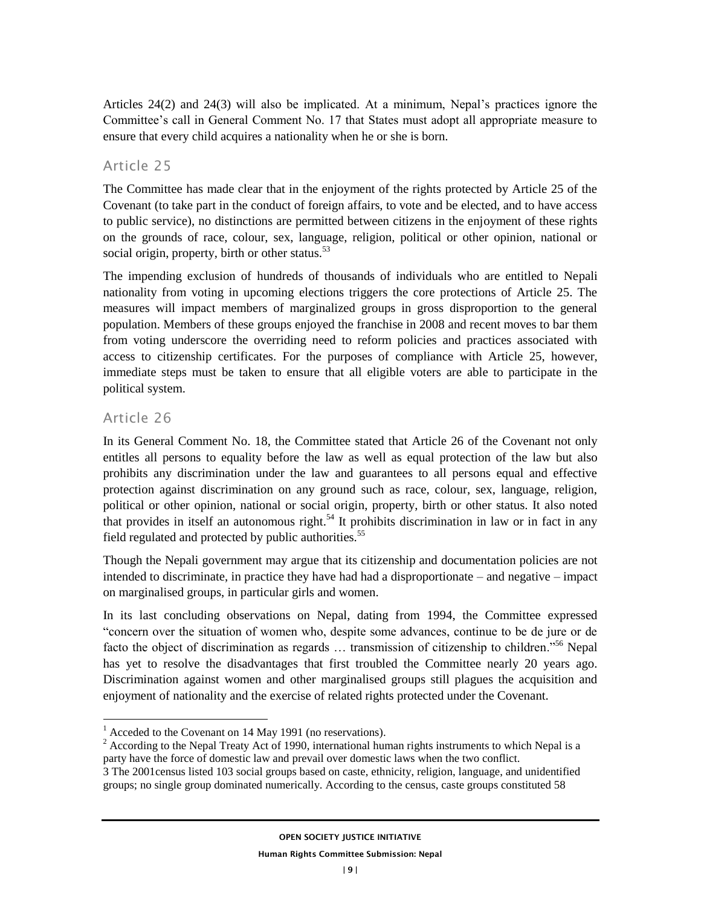Articles 24(2) and 24(3) will also be implicated. At a minimum, Nepal's practices ignore the Committee's call in General Comment No. 17 that States must adopt all appropriate measure to ensure that every child acquires a nationality when he or she is born.

## Article 25

The Committee has made clear that in the enjoyment of the rights protected by Article 25 of the Covenant (to take part in the conduct of foreign affairs, to vote and be elected, and to have access to public service), no distinctions are permitted between citizens in the enjoyment of these rights on the grounds of race, colour, sex, language, religion, political or other opinion, national or social origin, property, birth or other status.[53]

The impending exclusion of hundreds of thousands of individuals who are entitled to Nepali nationality from voting in upcoming elections triggers the core protections of Article 25. The measures will impact members of marginalized groups in gross disproportion to the general population. Members of these groups enjoyed the franchise in 2008 and recent moves to bar them from voting underscore the overriding need to reform policies and practices associated with access to citizenship certificates. For the purposes of compliance with Article 25, however, immediate steps must be taken to ensure that all eligible voters are able to participate in the political system.

## Article 26

In its General Comment No. 18, the Committee stated that Article 26 of the Covenant not only entitles all persons to equality before the law as well as equal protection of the law but also prohibits any discrimination under the law and guarantees to all persons equal and effective protection against discrimination on any ground such as race, colour, sex, language, religion, political or other opinion, national or social origin, property, birth or other status. It also noted that provides in itself an autonomous right.[54] It prohibits discrimination in law or in fact in any field regulated and protected by public authorities.[55]

Though the Nepali government may argue that its citizenship and documentation policies are not intended to discriminate, in practice they have had had a disproportionate – and negative – impact on marginalised groups, in particular girls and women.

In its last concluding observations on Nepal, dating from 1994, the Committee expressed "concern over the situation of women who, despite some advances, continue to be de jure or de facto the object of discrimination as regards … transmission of citizenship to children."[56] Nepal has yet to resolve the disadvantages that first troubled the Committee nearly 20 years ago. Discrimination against women and other marginalised groups still plagues the acquisition and enjoyment of nationality and the exercise of related rights protected under the Covenant.

---

[1] Acceded to the Covenant on 14 May 1991 (no reservations).

[2] According to the Nepal Treaty Act of 1990, international human rights instruments to which Nepal is a party have the force of domestic law and prevail over domestic laws when the two conflict.

3 The 2001census listed 103 social groups based on caste, ethnicity, religion, language, and unidentified groups; no single group dominated numerically. According to the census, caste groups constituted 58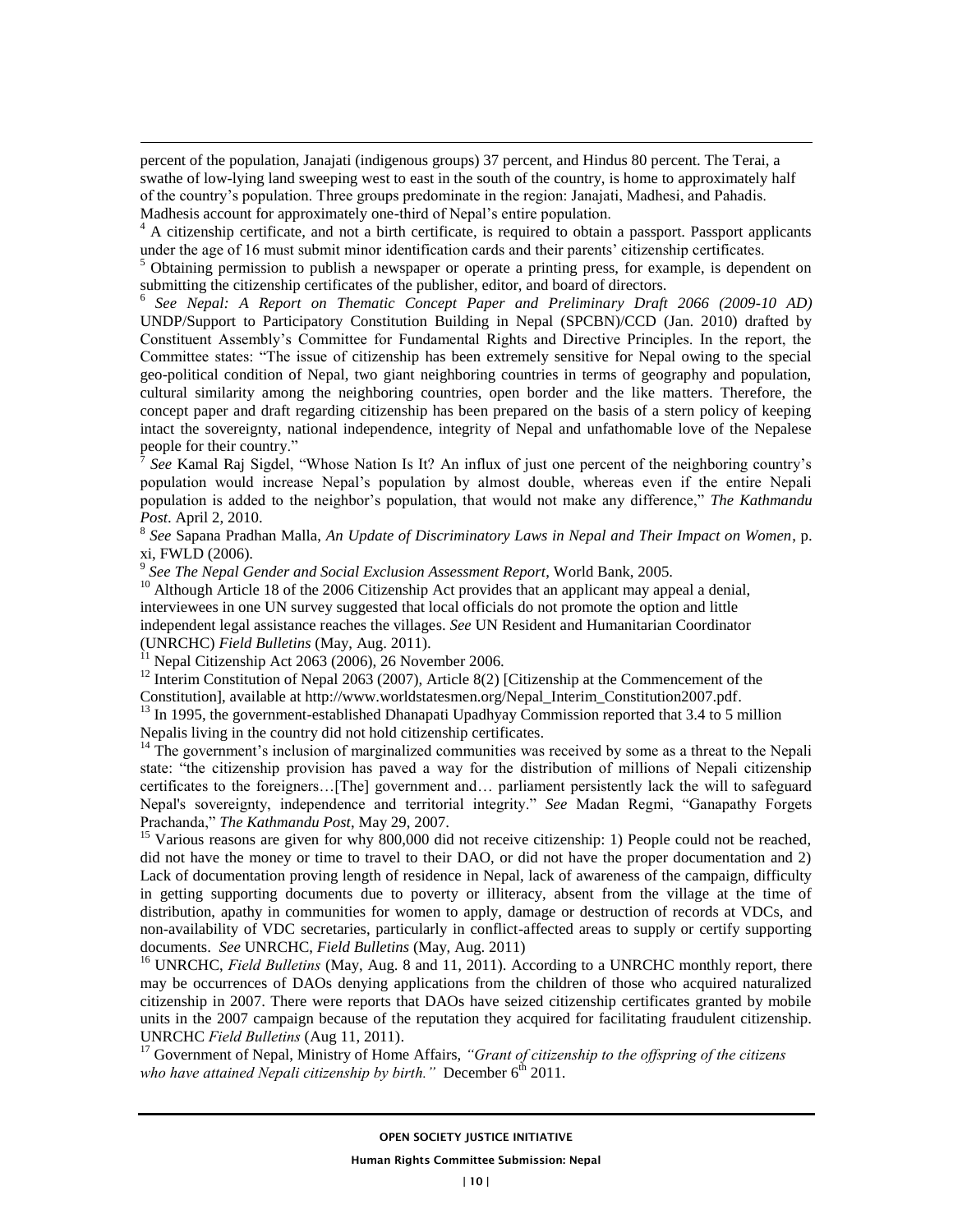percent of the population, Janajati (indigenous groups) 37 percent, and Hindus 80 percent. The Terai, a swathe of low-lying land sweeping west to east in the south of the country, is home to approximately half of the country's population. Three groups predominate in the region: Janajati, Madhesi, and Pahadis. Madhesis account for approximately one-third of Nepal's entire population.

[4] A citizenship certificate, and not a birth certificate, is required to obtain a passport. Passport applicants under the age of 16 must submit minor identification cards and their parents' citizenship certificates.

[5] Obtaining permission to publish a newspaper or operate a printing press, for example, is dependent on submitting the citizenship certificates of the publisher, editor, and board of directors.

[6] *See Nepal: A Report on Thematic Concept Paper and Preliminary Draft 2066 (2009-10 AD)* UNDP/Support to Participatory Constitution Building in Nepal (SPCBN)/CCD (Jan. 2010) drafted by Constituent Assembly's Committee for Fundamental Rights and Directive Principles. In the report, the Committee states: "The issue of citizenship has been extremely sensitive for Nepal owing to the special geo-political condition of Nepal, two giant neighboring countries in terms of geography and population, cultural similarity among the neighboring countries, open border and the like matters. Therefore, the concept paper and draft regarding citizenship has been prepared on the basis of a stern policy of keeping intact the sovereignty, national independence, integrity of Nepal and unfathomable love of the Nepalese people for their country."

[7] *See* Kamal Raj Sigdel, "Whose Nation Is It? An influx of just one percent of the neighboring country's population would increase Nepal's population by almost double, whereas even if the entire Nepali population is added to the neighbor's population, that would not make any difference," *The Kathmandu Post*. April 2, 2010.

[8] *See* Sapana Pradhan Malla, *An Update of Discriminatory Laws in Nepal and Their Impact on Women*, p. xi, FWLD (2006).

[9] *See The Nepal Gender and Social Exclusion Assessment Report*, World Bank, 2005.

[10] Although Article 18 of the 2006 Citizenship Act provides that an applicant may appeal a denial, interviewees in one UN survey suggested that local officials do not promote the option and little independent legal assistance reaches the villages. *See* UN Resident and Humanitarian Coordinator (UNRCHC) *Field Bulletins* (May, Aug. 2011).

[11] Nepal Citizenship Act 2063 (2006), 26 November 2006.

[12] Interim Constitution of Nepal 2063 (2007), Article 8(2) [Citizenship at the Commencement of the Constitution], available at http://www.worldstatesmen.org/Nepal_Interim_Constitution2007.pdf.

[13] In 1995, the government-established Dhanapati Upadhyay Commission reported that 3.4 to 5 million Nepalis living in the country did not hold citizenship certificates.

[14] The government's inclusion of marginalized communities was received by some as a threat to the Nepali state: "the citizenship provision has paved a way for the distribution of millions of Nepali citizenship certificates to the foreigners…[The] government and… parliament persistently lack the will to safeguard Nepal's sovereignty, independence and territorial integrity." *See* Madan Regmi, "Ganapathy Forgets Prachanda," *The Kathmandu Post*, May 29, 2007.

[15] Various reasons are given for why 800,000 did not receive citizenship: 1) People could not be reached, did not have the money or time to travel to their DAO, or did not have the proper documentation and 2) Lack of documentation proving length of residence in Nepal, lack of awareness of the campaign, difficulty in getting supporting documents due to poverty or illiteracy, absent from the village at the time of distribution, apathy in communities for women to apply, damage or destruction of records at VDCs, and non-availability of VDC secretaries, particularly in conflict-affected areas to supply or certify supporting documents. *See* UNRCHC, *Field Bulletins* (May, Aug. 2011)

[16] UNRCHC, *Field Bulletins* (May, Aug. 8 and 11, 2011). According to a UNRCHC monthly report, there may be occurrences of DAOs denying applications from the children of those who acquired naturalized citizenship in 2007. There were reports that DAOs have seized citizenship certificates granted by mobile units in the 2007 campaign because of the reputation they acquired for facilitating fraudulent citizenship. UNRCHC *Field Bulletins* (Aug 11, 2011).

[17] Government of Nepal, Ministry of Home Affairs, *"Grant of citizenship to the offspring of the citizens who have attained Nepali citizenship by birth."* December 6th 2011.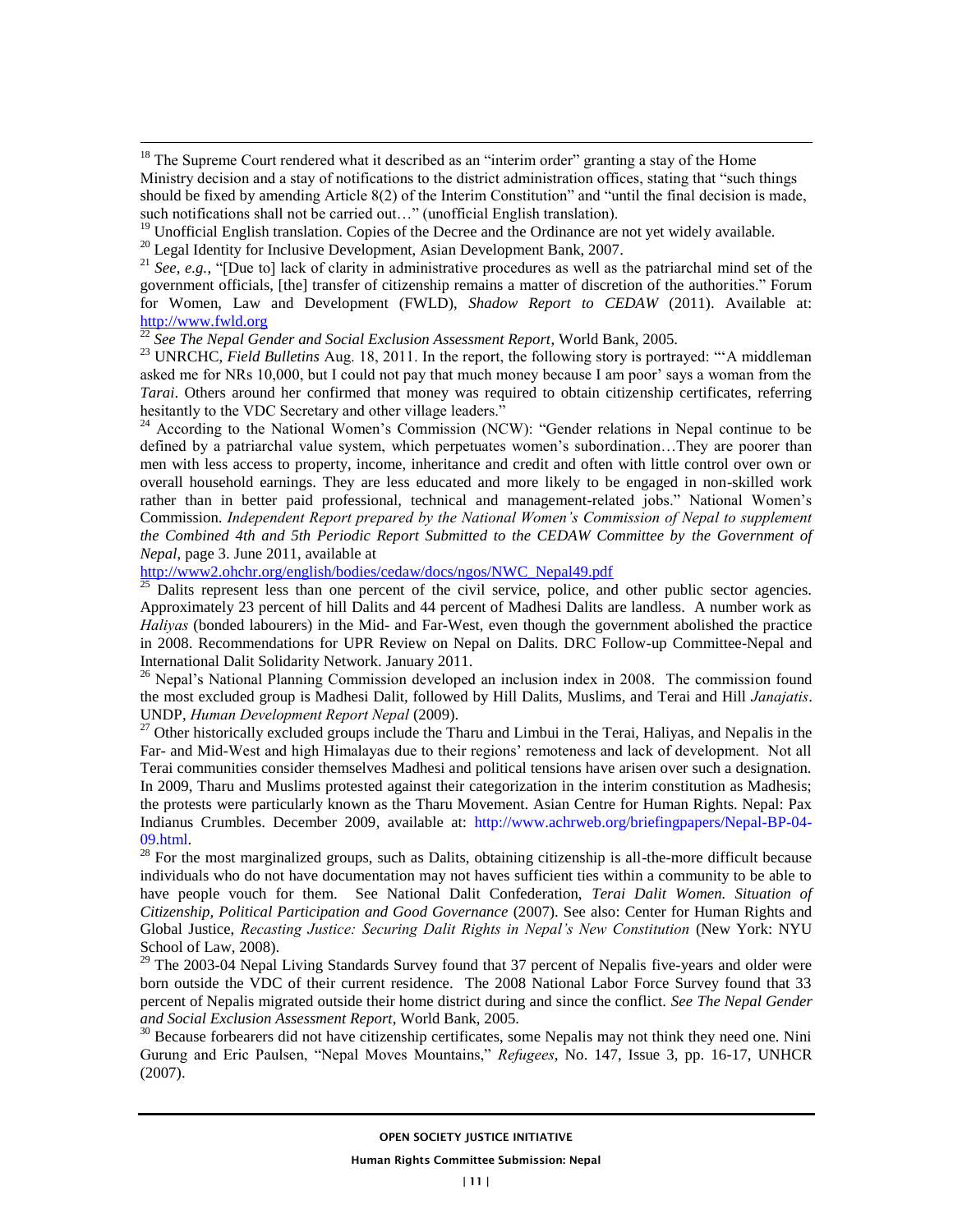[18] The Supreme Court rendered what it described as an "interim order" granting a stay of the Home Ministry decision and a stay of notifications to the district administration offices, stating that "such things should be fixed by amending Article 8(2) of the Interim Constitution" and "until the final decision is made, such notifications shall not be carried out…" (unofficial English translation).

[19] Unofficial English translation. Copies of the Decree and the Ordinance are not yet widely available.

[20] Legal Identity for Inclusive Development, Asian Development Bank, 2007.

[21] *See, e.g.*, "[Due to] lack of clarity in administrative procedures as well as the patriarchal mind set of the government officials, [the] transfer of citizenship remains a matter of discretion of the authorities." Forum for Women, Law and Development (FWLD), *Shadow Report to CEDAW* (2011). Available at: http://www.fwld.org

[22] *See The Nepal Gender and Social Exclusion Assessment Report*, World Bank, 2005.

[23] UNRCHC, *Field Bulletins* Aug. 18, 2011. In the report, the following story is portrayed: "'A middleman asked me for NRs 10,000, but I could not pay that much money because I am poor' says a woman from the *Tarai*. Others around her confirmed that money was required to obtain citizenship certificates, referring hesitantly to the VDC Secretary and other village leaders."

[24] According to the National Women's Commission (NCW): "Gender relations in Nepal continue to be defined by a patriarchal value system, which perpetuates women's subordination…They are poorer than men with less access to property, income, inheritance and credit and often with little control over own or overall household earnings. They are less educated and more likely to be engaged in non-skilled work rather than in better paid professional, technical and management-related jobs." National Women's Commission. *Independent Report prepared by the National Women's Commission of Nepal to supplement the Combined 4th and 5th Periodic Report Submitted to the CEDAW Committee by the Government of Nepal*, page 3. June 2011, available at http://www2.ohchr.org/english/bodies/cedaw/docs/ngos/NWC_Nepal49.pdf

[25] Dalits represent less than one percent of the civil service, police, and other public sector agencies. Approximately 23 percent of hill Dalits and 44 percent of Madhesi Dalits are landless. A number work as *Haliyas* (bonded labourers) in the Mid- and Far-West, even though the government abolished the practice in 2008. Recommendations for UPR Review on Nepal on Dalits. DRC Follow-up Committee-Nepal and International Dalit Solidarity Network. January 2011.

[26] Nepal's National Planning Commission developed an inclusion index in 2008. The commission found the most excluded group is Madhesi Dalit, followed by Hill Dalits, Muslims, and Terai and Hill *Janajatis*. UNDP, *Human Development Report Nepal* (2009).

[27] Other historically excluded groups include the Tharu and Limbui in the Terai, Haliyas, and Nepalis in the Far- and Mid-West and high Himalayas due to their regions' remoteness and lack of development. Not all Terai communities consider themselves Madhesi and political tensions have arisen over such a designation. In 2009, Tharu and Muslims protested against their categorization in the interim constitution as Madhesis; the protests were particularly known as the Tharu Movement. Asian Centre for Human Rights. Nepal: Pax Indianus Crumbles. December 2009, available at: http://www.achrweb.org/briefingpapers/Nepal-BP-04-09.html.

[28] For the most marginalized groups, such as Dalits, obtaining citizenship is all-the-more difficult because individuals who do not have documentation may not haves sufficient ties within a community to be able to have people vouch for them. See National Dalit Confederation, *Terai Dalit Women. Situation of Citizenship, Political Participation and Good Governance* (2007). See also: Center for Human Rights and Global Justice, *Recasting Justice: Securing Dalit Rights in Nepal's New Constitution* (New York: NYU School of Law, 2008).

[29] The 2003-04 Nepal Living Standards Survey found that 37 percent of Nepalis five-years and older were born outside the VDC of their current residence. The 2008 National Labor Force Survey found that 33 percent of Nepalis migrated outside their home district during and since the conflict. *See The Nepal Gender and Social Exclusion Assessment Report*, World Bank, 2005.

[30] Because forbearers did not have citizenship certificates, some Nepalis may not think they need one. Nini Gurung and Eric Paulsen, "Nepal Moves Mountains," *Refugees*, No. 147, Issue 3, pp. 16-17, UNHCR (2007).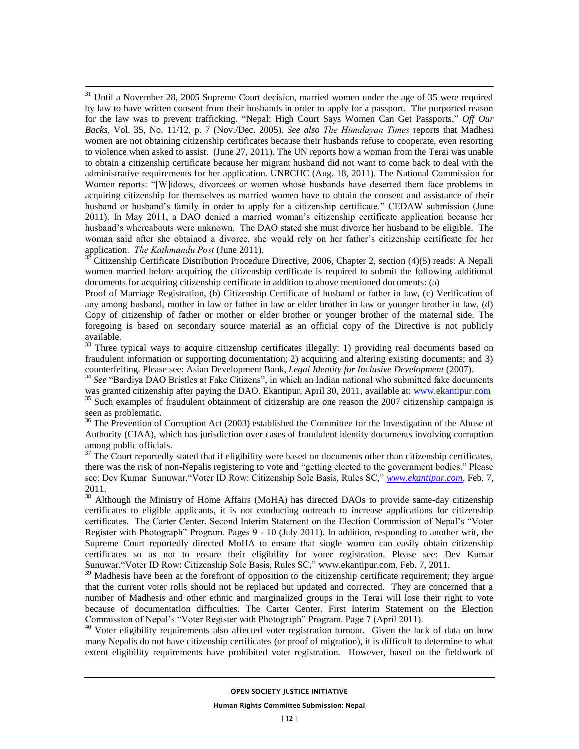[31] Until a November 28, 2005 Supreme Court decision, married women under the age of 35 were required by law to have written consent from their husbands in order to apply for a passport. The purported reason for the law was to prevent trafficking. "Nepal: High Court Says Women Can Get Passports," *Off Our Backs*, Vol. 35, No. 11/12, p. 7 (Nov./Dec. 2005). *See also The Himalayan Times* reports that Madhesi women are not obtaining citizenship certificates because their husbands refuse to cooperate, even resorting to violence when asked to assist. (June 27, 2011). The UN reports how a woman from the Terai was unable to obtain a citizenship certificate because her migrant husband did not want to come back to deal with the administrative requirements for her application. UNRCHC (Aug. 18, 2011). The National Commission for Women reports: "[W]idows, divorcees or women whose husbands have deserted them face problems in acquiring citizenship for themselves as married women have to obtain the consent and assistance of their husband or husband's family in order to apply for a citizenship certificate." CEDAW submission (June 2011). In May 2011, a DAO denied a married woman's citizenship certificate application because her husband's whereabouts were unknown. The DAO stated she must divorce her husband to be eligible. The woman said after she obtained a divorce, she would rely on her father's citizenship certificate for her application. *The Kathmandu Post* (June 2011).

[32] Citizenship Certificate Distribution Procedure Directive, 2006, Chapter 2, section (4)(5) reads: A Nepali women married before acquiring the citizenship certificate is required to submit the following additional documents for acquiring citizenship certificate in addition to above mentioned documents: (a)

Proof of Marriage Registration, (b) Citizenship Certificate of husband or father in law, (c) Verification of any among husband, mother in law or father in law or elder brother in law or younger brother in law, (d) Copy of citizenship of father or mother or elder brother or younger brother of the maternal side. The foregoing is based on secondary source material as an official copy of the Directive is not publicly available.

[33] Three typical ways to acquire citizenship certificates illegally: 1) providing real documents based on fraudulent information or supporting documentation; 2) acquiring and altering existing documents; and 3) counterfeiting. Please see: Asian Development Bank, *Legal Identity for Inclusive Development* (2007).

[34] *See* "Bardiya DAO Bristles at Fake Citizens", in which an Indian national who submitted fake documents was granted citizenship after paying the DAO. Ekantipur, April 30, 2011, available at: www.ekantipur.com

[35] Such examples of fraudulent obtainment of citizenship are one reason the 2007 citizenship campaign is seen as problematic.

[36] The Prevention of Corruption Act (2003) established the Committee for the Investigation of the Abuse of Authority (CIAA), which has jurisdiction over cases of fraudulent identity documents involving corruption among public officials.

[37] The Court reportedly stated that if eligibility were based on documents other than citizenship certificates, there was the risk of non-Nepalis registering to vote and "getting elected to the government bodies." Please see: Dev Kumar Sunuwar."Voter ID Row: Citizenship Sole Basis, Rules SC," *www.ekantipur.com*, Feb. 7, 2011.

[38] Although the Ministry of Home Affairs (MoHA) has directed DAOs to provide same-day citizenship certificates to eligible applicants, it is not conducting outreach to increase applications for citizenship certificates. The Carter Center. Second Interim Statement on the Election Commission of Nepal's "Voter Register with Photograph" Program. Pages 9 - 10 (July 2011). In addition, responding to another writ, the Supreme Court reportedly directed MoHA to ensure that single women can easily obtain citizenship certificates so as not to ensure their eligibility for voter registration. Please see: Dev Kumar Sunuwar."Voter ID Row: Citizenship Sole Basis, Rules SC," www.ekantipur.com, Feb. 7, 2011.

[39] Madhesis have been at the forefront of opposition to the citizenship certificate requirement; they argue that the current voter rolls should not be replaced but updated and corrected. They are concerned that a number of Madhesis and other ethnic and marginalized groups in the Terai will lose their right to vote because of documentation difficulties. The Carter Center. First Interim Statement on the Election Commission of Nepal's "Voter Register with Photograph" Program. Page 7 (April 2011).

[40] Voter eligibility requirements also affected voter registration turnout. Given the lack of data on how many Nepalis do not have citizenship certificates (or proof of migration), it is difficult to determine to what extent eligibility requirements have prohibited voter registration. However, based on the fieldwork of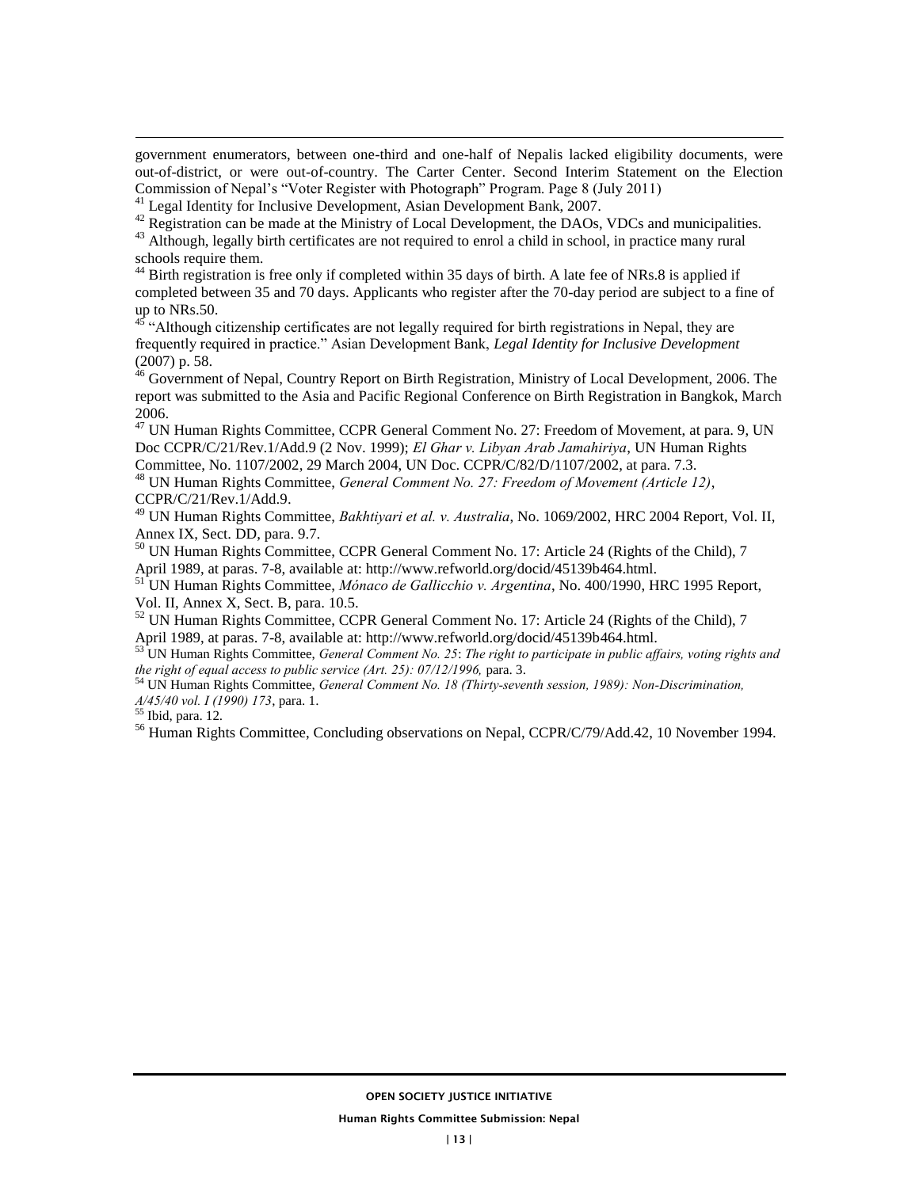government enumerators, between one-third and one-half of Nepalis lacked eligibility documents, were out-of-district, or were out-of-country. The Carter Center. Second Interim Statement on the Election Commission of Nepal's "Voter Register with Photograph" Program. Page 8 (July 2011)

[41] Legal Identity for Inclusive Development, Asian Development Bank, 2007.

[42] Registration can be made at the Ministry of Local Development, the DAOs, VDCs and municipalities.

[43] Although, legally birth certificates are not required to enrol a child in school, in practice many rural schools require them.

[44] Birth registration is free only if completed within 35 days of birth. A late fee of NRs.8 is applied if completed between 35 and 70 days. Applicants who register after the 70-day period are subject to a fine of up to NRs.50.

[45] "Although citizenship certificates are not legally required for birth registrations in Nepal, they are frequently required in practice." Asian Development Bank, *Legal Identity for Inclusive Development* (2007) p. 58.

[46] Government of Nepal, Country Report on Birth Registration, Ministry of Local Development, 2006. The report was submitted to the Asia and Pacific Regional Conference on Birth Registration in Bangkok, March 2006.

[47] UN Human Rights Committee, CCPR General Comment No. 27: Freedom of Movement, at para. 9, UN Doc CCPR/C/21/Rev.1/Add.9 (2 Nov. 1999); *El Ghar v. Libyan Arab Jamahiriya*, UN Human Rights Committee, No. 1107/2002, 29 March 2004, UN Doc. CCPR/C/82/D/1107/2002, at para. 7.3.

[48] UN Human Rights Committee, *General Comment No. 27: Freedom of Movement (Article 12)*, CCPR/C/21/Rev.1/Add.9.

[49] UN Human Rights Committee, *Bakhtiyari et al. v. Australia*, No. 1069/2002, HRC 2004 Report, Vol. II, Annex IX, Sect. DD, para. 9.7.

[50] UN Human Rights Committee, CCPR General Comment No. 17: Article 24 (Rights of the Child), 7 April 1989, at paras. 7-8, available at: http://www.refworld.org/docid/45139b464.html.

[51] UN Human Rights Committee, *Mónaco de Gallicchio v. Argentina*, No. 400/1990, HRC 1995 Report, Vol. II, Annex X, Sect. B, para. 10.5.

[52] UN Human Rights Committee, CCPR General Comment No. 17: Article 24 (Rights of the Child), 7 April 1989, at paras. 7-8, available at: http://www.refworld.org/docid/45139b464.html.

[53] UN Human Rights Committee, *General Comment No. 25*: *The right to participate in public affairs, voting rights and the right of equal access to public service (Art. 25): 07/12/1996,* para. 3.

[54] UN Human Rights Committee, *General Comment No. 18 (Thirty-seventh session, 1989): Non-Discrimination, A/45/40 vol. I (1990) 173*, para. 1.

[55] Ibid, para. 12.

[56] Human Rights Committee, Concluding observations on Nepal, CCPR/C/79/Add.42, 10 November 1994.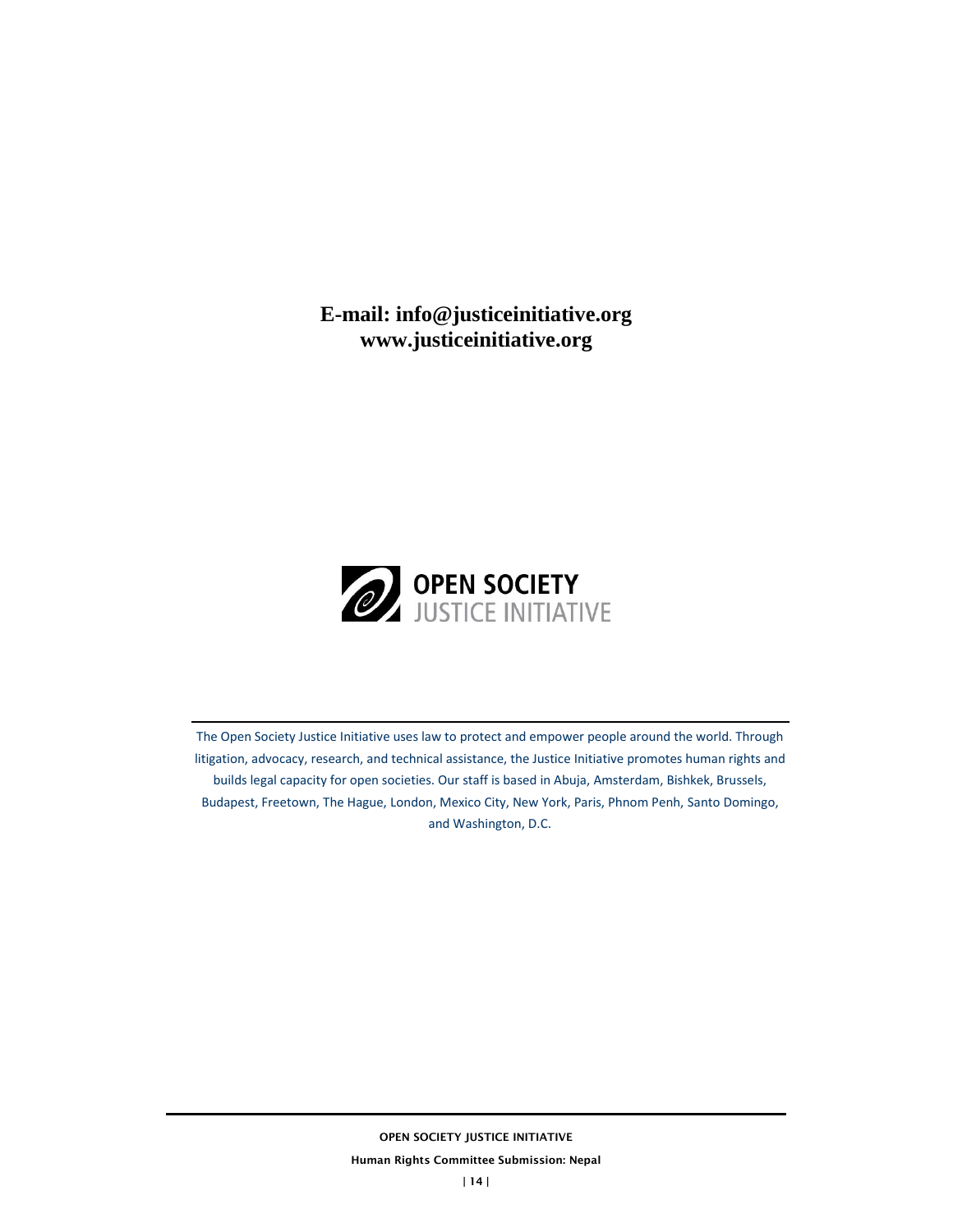**E-mail: info@justiceinitiative.org**
**www.justiceinitiative.org**

OPEN SOCIETY
JUSTICE INITIATIVE

The Open Society Justice Initiative uses law to protect and empower people around the world. Through litigation, advocacy, research, and technical assistance, the Justice Initiative promotes human rights and builds legal capacity for open societies. Our staff is based in Abuja, Amsterdam, Bishkek, Brussels, Budapest, Freetown, The Hague, London, Mexico City, New York, Paris, Phnom Penh, Santo Domingo, and Washington, D.C.